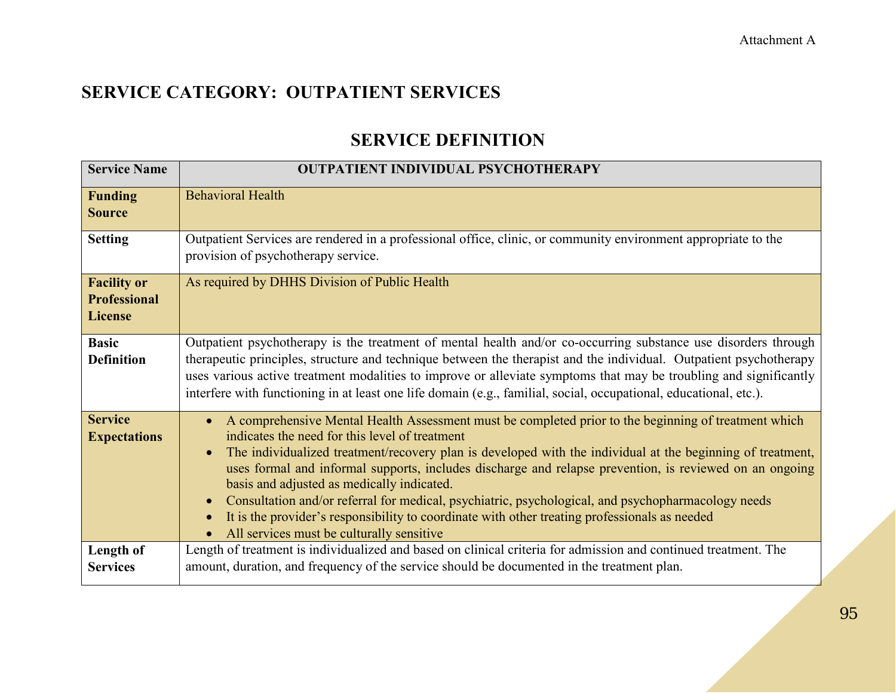Attachment A

# SERVICE CATEGORY: OUTPATIENT SERVICES

## SERVICE DEFINITION

| **Service Name** | **OUTPATIENT INDIVIDUAL PSYCHOTHERAPY** |
|---|---|
| **Funding Source** | Behavioral Health |
| **Setting** | Outpatient Services are rendered in a professional office, clinic, or community environment appropriate to the provision of psychotherapy service. |
| **Facility or Professional License** | As required by DHHS Division of Public Health |
| **Basic Definition** | Outpatient psychotherapy is the treatment of mental health and/or co-occurring substance use disorders through therapeutic principles, structure and technique between the therapist and the individual. Outpatient psychotherapy uses various active treatment modalities to improve or alleviate symptoms that may be troubling and significantly interfere with functioning in at least one life domain (e.g., familial, social, occupational, educational, etc.). |
| **Service Expectations** | • A comprehensive Mental Health Assessment must be completed prior to the beginning of treatment which indicates the need for this level of treatment<br>• The individualized treatment/recovery plan is developed with the individual at the beginning of treatment, uses formal and informal supports, includes discharge and relapse prevention, is reviewed on an ongoing basis and adjusted as medically indicated.<br>• Consultation and/or referral for medical, psychiatric, psychological, and psychopharmacology needs<br>• It is the provider's responsibility to coordinate with other treating professionals as needed<br>• All services must be culturally sensitive |
| **Length of Services** | Length of treatment is individualized and based on clinical criteria for admission and continued treatment. The amount, duration, and frequency of the service should be documented in the treatment plan. |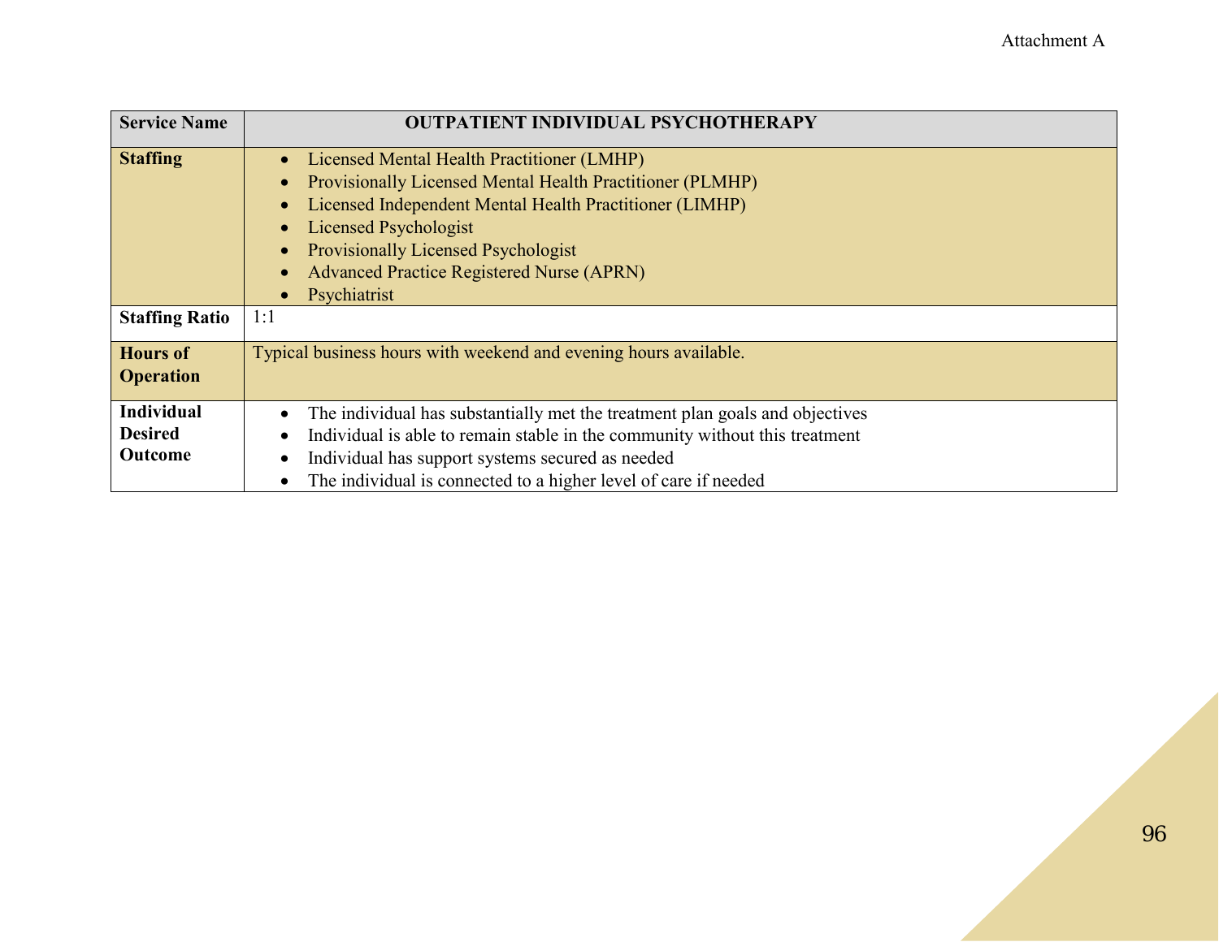| Service Name | OUTPATIENT INDIVIDUAL PSYCHOTHERAPY |
|---|---|
| **Staffing** | • Licensed Mental Health Practitioner (LMHP)<br>• Provisionally Licensed Mental Health Practitioner (PLMHP)<br>• Licensed Independent Mental Health Practitioner (LIMHP)<br>• Licensed Psychologist<br>• Provisionally Licensed Psychologist<br>• Advanced Practice Registered Nurse (APRN)<br>• Psychiatrist |
| **Staffing Ratio** | 1:1 |
| **Hours of Operation** | Typical business hours with weekend and evening hours available. |
| **Individual Desired Outcome** | • The individual has substantially met the treatment plan goals and objectives<br>• Individual is able to remain stable in the community without this treatment<br>• Individual has support systems secured as needed<br>• The individual is connected to a higher level of care if needed |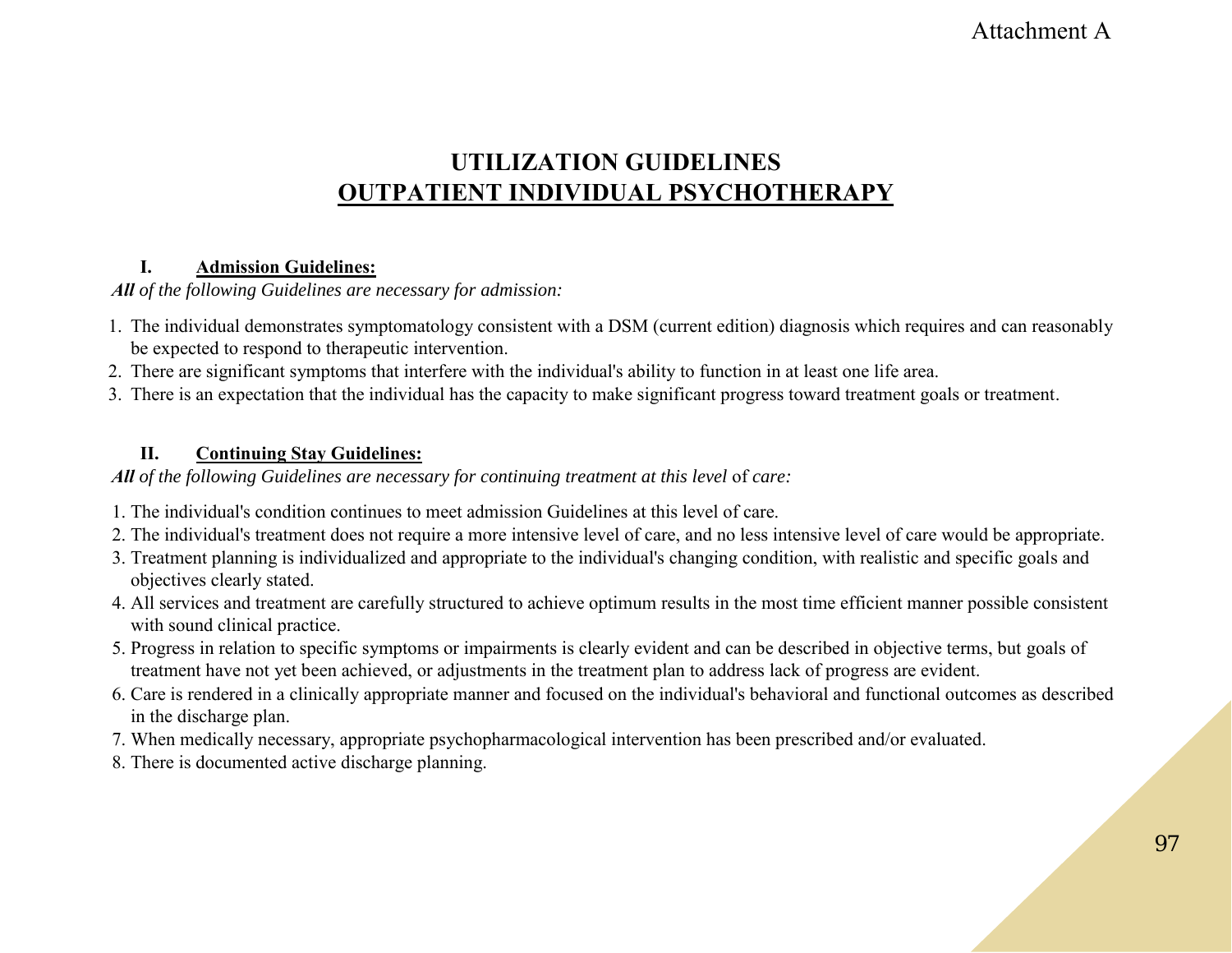Attachment A

# UTILIZATION GUIDELINES
## OUTPATIENT INDIVIDUAL PSYCHOTHERAPY

### I. Admission Guidelines:

***All*** *of the following Guidelines are necessary for admission:*

1. The individual demonstrates symptomatology consistent with a DSM (current edition) diagnosis which requires and can reasonably be expected to respond to therapeutic intervention.
2. There are significant symptoms that interfere with the individual's ability to function in at least one life area.
3. There is an expectation that the individual has the capacity to make significant progress toward treatment goals or treatment.

### II. Continuing Stay Guidelines:

***All*** *of the following Guidelines are necessary for continuing treatment at this level* of *care:*

1. The individual's condition continues to meet admission Guidelines at this level of care.
2. The individual's treatment does not require a more intensive level of care, and no less intensive level of care would be appropriate.
3. Treatment planning is individualized and appropriate to the individual's changing condition, with realistic and specific goals and objectives clearly stated.
4. All services and treatment are carefully structured to achieve optimum results in the most time efficient manner possible consistent with sound clinical practice.
5. Progress in relation to specific symptoms or impairments is clearly evident and can be described in objective terms, but goals of treatment have not yet been achieved, or adjustments in the treatment plan to address lack of progress are evident.
6. Care is rendered in a clinically appropriate manner and focused on the individual's behavioral and functional outcomes as described in the discharge plan.
7. When medically necessary, appropriate psychopharmacological intervention has been prescribed and/or evaluated.
8. There is documented active discharge planning.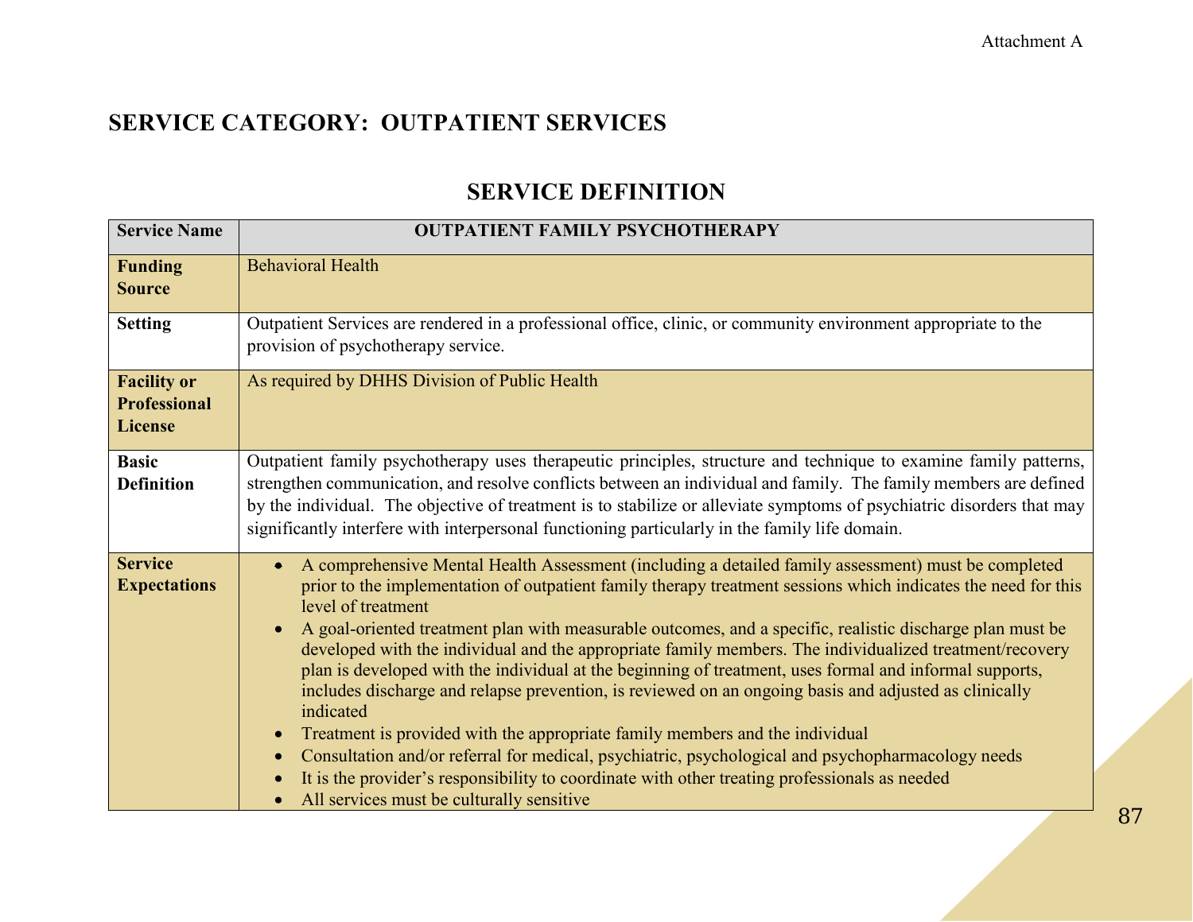Attachment A

# SERVICE CATEGORY: OUTPATIENT SERVICES

## SERVICE DEFINITION

| Service Name | OUTPATIENT FAMILY PSYCHOTHERAPY |
|---|---|
| **Funding Source** | Behavioral Health |
| **Setting** | Outpatient Services are rendered in a professional office, clinic, or community environment appropriate to the provision of psychotherapy service. |
| **Facility or Professional License** | As required by DHHS Division of Public Health |
| **Basic Definition** | Outpatient family psychotherapy uses therapeutic principles, structure and technique to examine family patterns, strengthen communication, and resolve conflicts between an individual and family. The family members are defined by the individual. The objective of treatment is to stabilize or alleviate symptoms of psychiatric disorders that may significantly interfere with interpersonal functioning particularly in the family life domain. |
| **Service Expectations** | • A comprehensive Mental Health Assessment (including a detailed family assessment) must be completed prior to the implementation of outpatient family therapy treatment sessions which indicates the need for this level of treatment<br>• A goal-oriented treatment plan with measurable outcomes, and a specific, realistic discharge plan must be developed with the individual and the appropriate family members. The individualized treatment/recovery plan is developed with the individual at the beginning of treatment, uses formal and informal supports, includes discharge and relapse prevention, is reviewed on an ongoing basis and adjusted as clinically indicated<br>• Treatment is provided with the appropriate family members and the individual<br>• Consultation and/or referral for medical, psychiatric, psychological and psychopharmacology needs<br>• It is the provider's responsibility to coordinate with other treating professionals as needed<br>• All services must be culturally sensitive |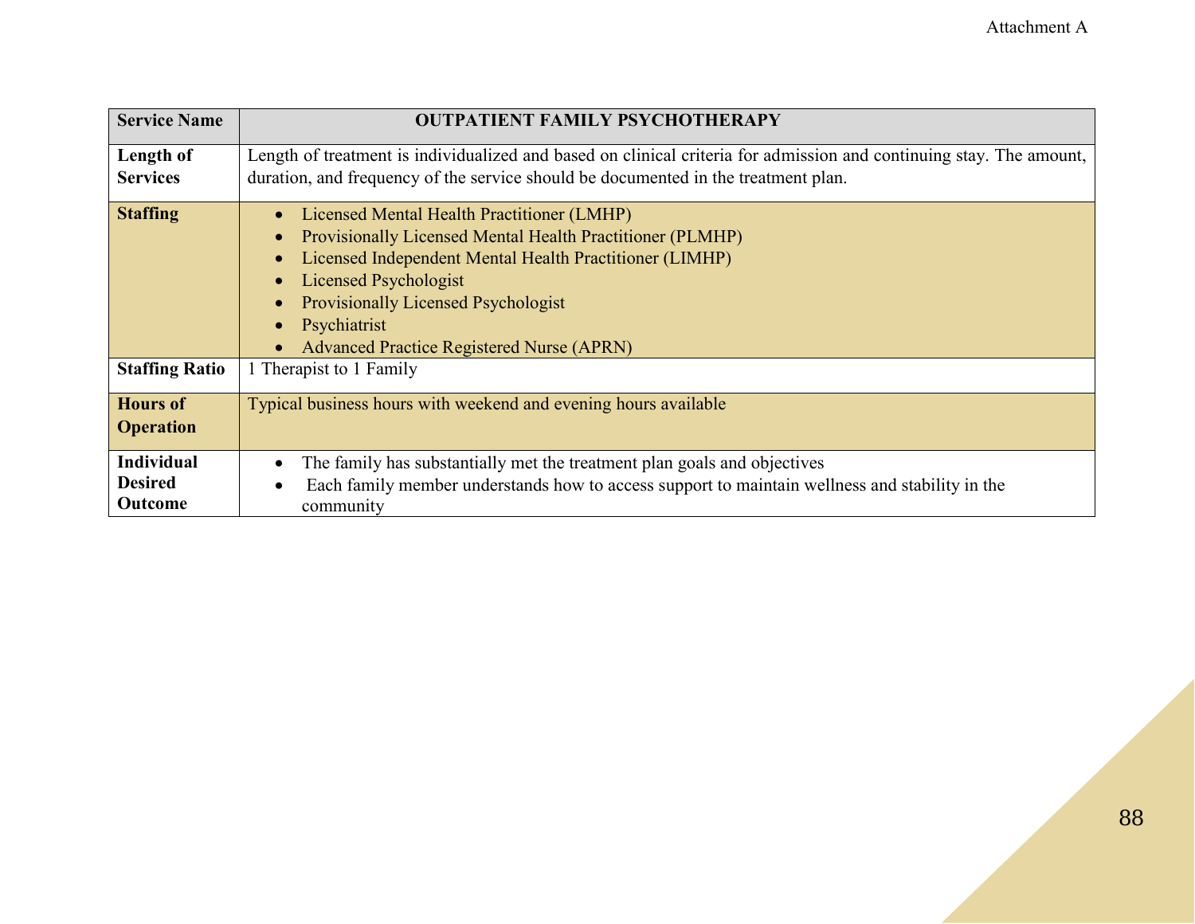| Service Name | OUTPATIENT FAMILY PSYCHOTHERAPY |
|---|---|
| **Length of Services** | Length of treatment is individualized and based on clinical criteria for admission and continuing stay. The amount, duration, and frequency of the service should be documented in the treatment plan. |
| **Staffing** | • Licensed Mental Health Practitioner (LMHP)<br>• Provisionally Licensed Mental Health Practitioner (PLMHP)<br>• Licensed Independent Mental Health Practitioner (LIMHP)<br>• Licensed Psychologist<br>• Provisionally Licensed Psychologist<br>• Psychiatrist<br>• Advanced Practice Registered Nurse (APRN) |
| **Staffing Ratio** | 1 Therapist to 1 Family |
| **Hours of Operation** | Typical business hours with weekend and evening hours available |
| **Individual Desired Outcome** | • The family has substantially met the treatment plan goals and objectives<br>• Each family member understands how to access support to maintain wellness and stability in the community |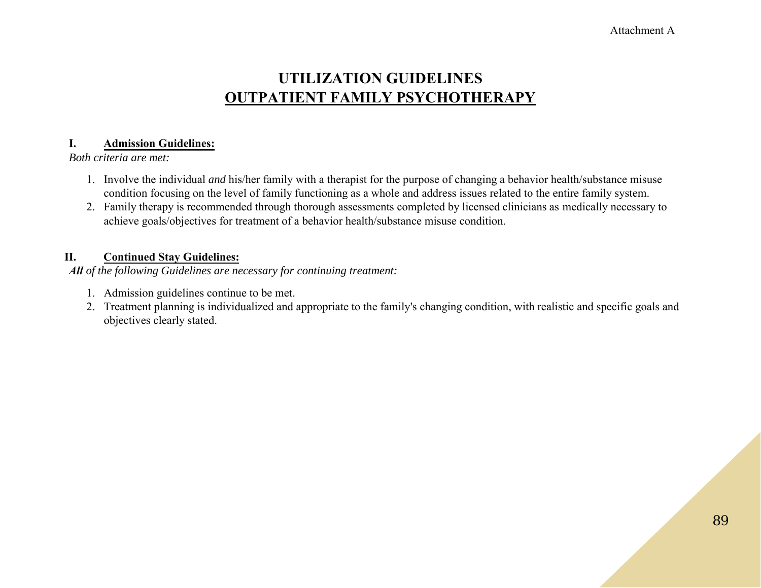Attachment A

# UTILIZATION GUIDELINES
# OUTPATIENT FAMILY PSYCHOTHERAPY

## I. Admission Guidelines:

*Both criteria are met:*

1. Involve the individual *and* his/her family with a therapist for the purpose of changing a behavior health/substance misuse condition focusing on the level of family functioning as a whole and address issues related to the entire family system.
2. Family therapy is recommended through thorough assessments completed by licensed clinicians as medically necessary to achieve goals/objectives for treatment of a behavior health/substance misuse condition.

## II. Continued Stay Guidelines:

***All*** *of the following Guidelines are necessary for continuing treatment:*

1. Admission guidelines continue to be met.
2. Treatment planning is individualized and appropriate to the family's changing condition, with realistic and specific goals and objectives clearly stated.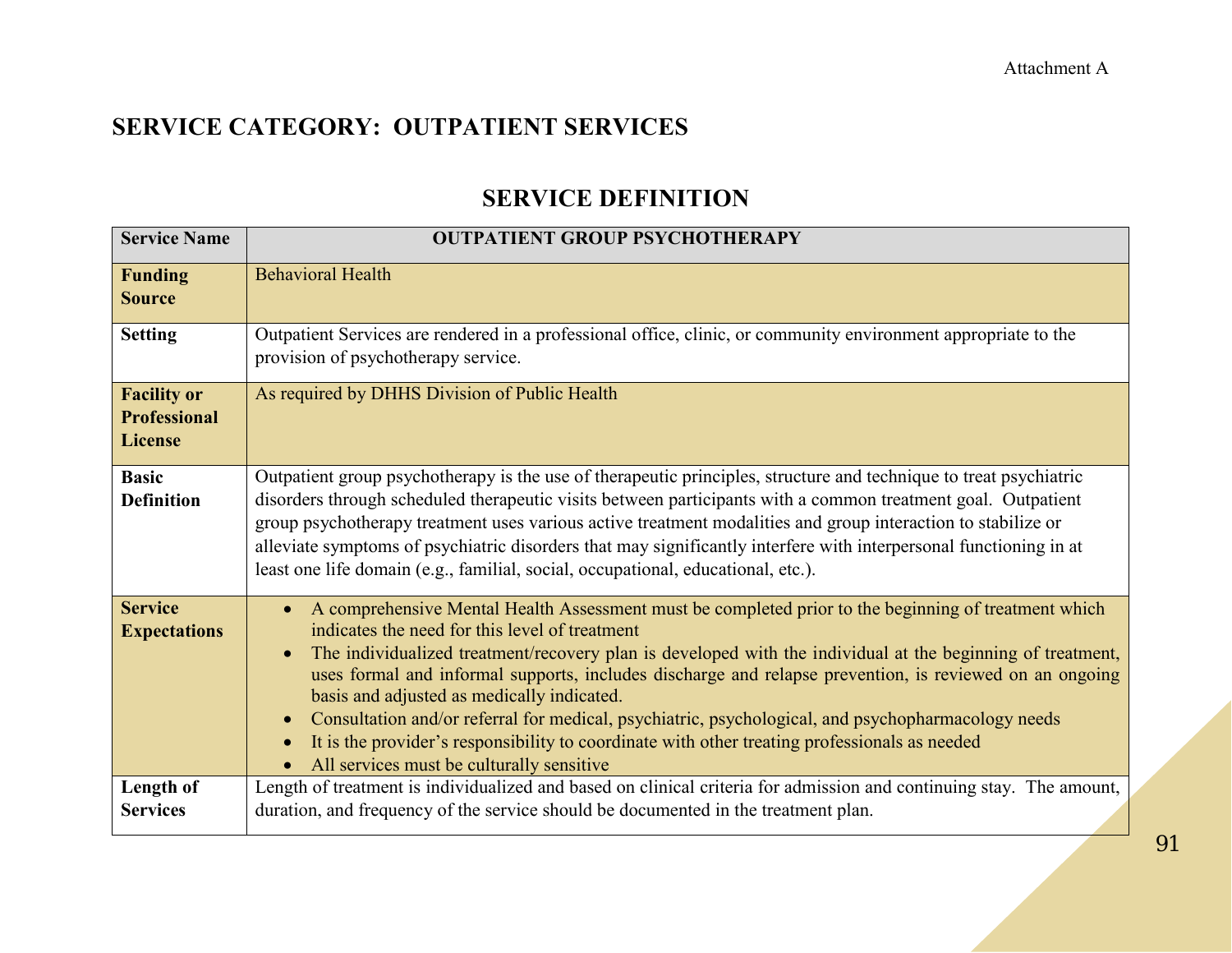Attachment A

## SERVICE CATEGORY: OUTPATIENT SERVICES

### SERVICE DEFINITION

| Service Name | OUTPATIENT GROUP PSYCHOTHERAPY |
|---|---|
| **Funding Source** | Behavioral Health |
| **Setting** | Outpatient Services are rendered in a professional office, clinic, or community environment appropriate to the provision of psychotherapy service. |
| **Facility or Professional License** | As required by DHHS Division of Public Health |
| **Basic Definition** | Outpatient group psychotherapy is the use of therapeutic principles, structure and technique to treat psychiatric disorders through scheduled therapeutic visits between participants with a common treatment goal. Outpatient group psychotherapy treatment uses various active treatment modalities and group interaction to stabilize or alleviate symptoms of psychiatric disorders that may significantly interfere with interpersonal functioning in at least one life domain (e.g., familial, social, occupational, educational, etc.). |
| **Service Expectations** | • A comprehensive Mental Health Assessment must be completed prior to the beginning of treatment which indicates the need for this level of treatment<br>• The individualized treatment/recovery plan is developed with the individual at the beginning of treatment, uses formal and informal supports, includes discharge and relapse prevention, is reviewed on an ongoing basis and adjusted as medically indicated.<br>• Consultation and/or referral for medical, psychiatric, psychological, and psychopharmacology needs<br>• It is the provider's responsibility to coordinate with other treating professionals as needed<br>• All services must be culturally sensitive |
| **Length of Services** | Length of treatment is individualized and based on clinical criteria for admission and continuing stay. The amount, duration, and frequency of the service should be documented in the treatment plan. |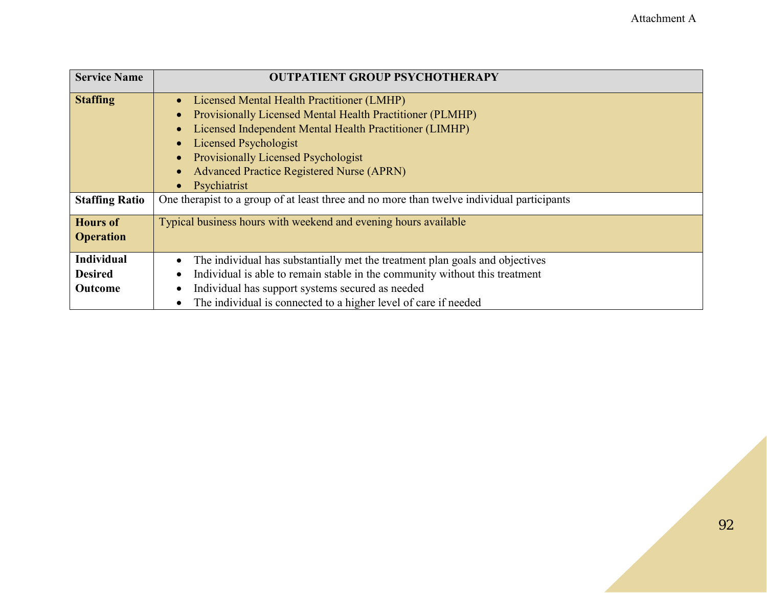| Service Name | OUTPATIENT GROUP PSYCHOTHERAPY |
|---|---|
| **Staffing** | • Licensed Mental Health Practitioner (LMHP)<br>• Provisionally Licensed Mental Health Practitioner (PLMHP)<br>• Licensed Independent Mental Health Practitioner (LIMHP)<br>• Licensed Psychologist<br>• Provisionally Licensed Psychologist<br>• Advanced Practice Registered Nurse (APRN)<br>• Psychiatrist |
| **Staffing Ratio** | One therapist to a group of at least three and no more than twelve individual participants |
| **Hours of Operation** | Typical business hours with weekend and evening hours available |
| **Individual Desired Outcome** | • The individual has substantially met the treatment plan goals and objectives<br>• Individual is able to remain stable in the community without this treatment<br>• Individual has support systems secured as needed<br>• The individual is connected to a higher level of care if needed |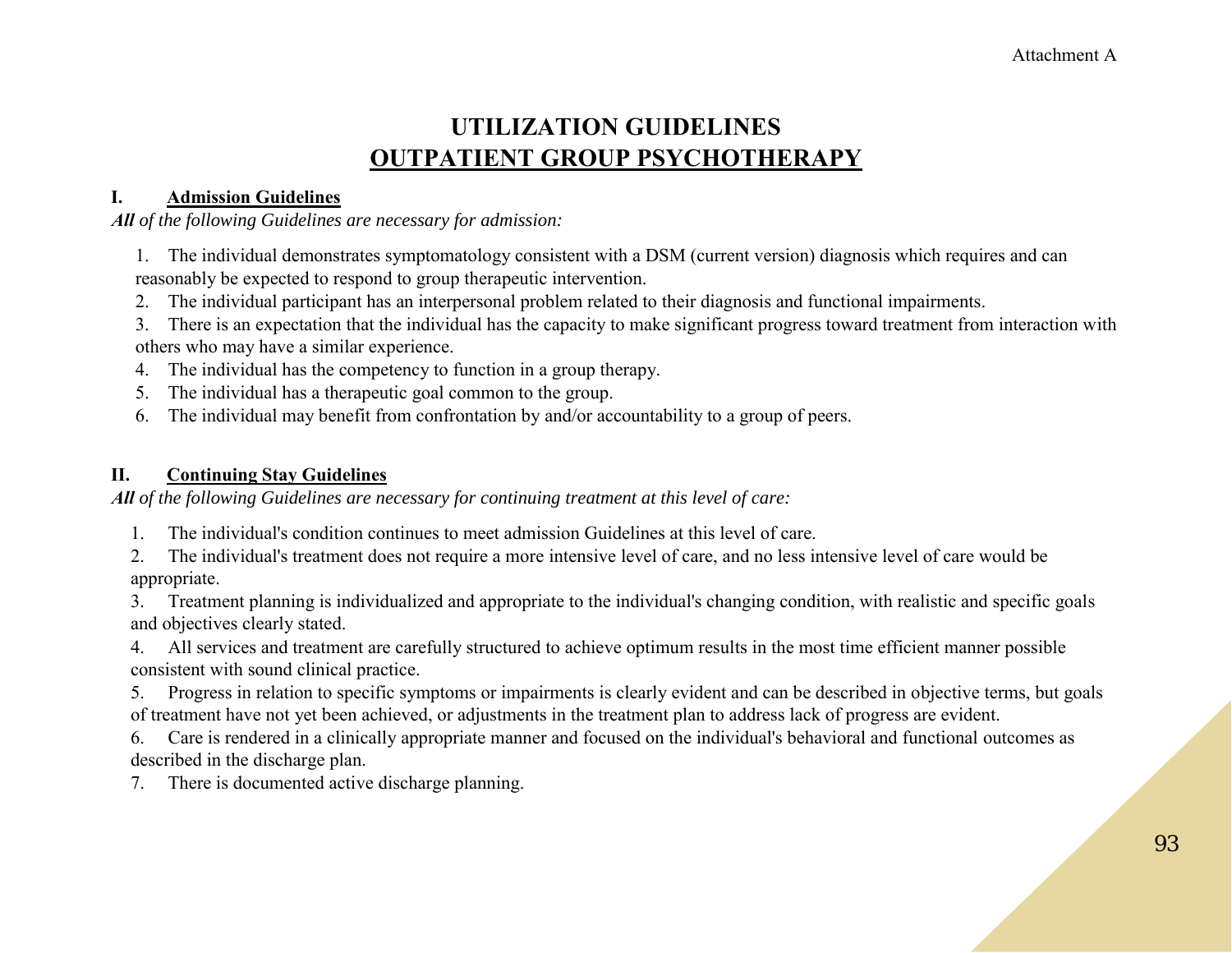Attachment A

# UTILIZATION GUIDELINES
## OUTPATIENT GROUP PSYCHOTHERAPY

### I. Admission Guidelines

***All** of the following Guidelines are necessary for admission:*

1. The individual demonstrates symptomatology consistent with a DSM (current version) diagnosis which requires and can reasonably be expected to respond to group therapeutic intervention.
2. The individual participant has an interpersonal problem related to their diagnosis and functional impairments.
3. There is an expectation that the individual has the capacity to make significant progress toward treatment from interaction with others who may have a similar experience.
4. The individual has the competency to function in a group therapy.
5. The individual has a therapeutic goal common to the group.
6. The individual may benefit from confrontation by and/or accountability to a group of peers.

### II. Continuing Stay Guidelines

***All** of the following Guidelines are necessary for continuing treatment at this level of care:*

1. The individual's condition continues to meet admission Guidelines at this level of care.
2. The individual's treatment does not require a more intensive level of care, and no less intensive level of care would be appropriate.
3. Treatment planning is individualized and appropriate to the individual's changing condition, with realistic and specific goals and objectives clearly stated.
4. All services and treatment are carefully structured to achieve optimum results in the most time efficient manner possible consistent with sound clinical practice.
5. Progress in relation to specific symptoms or impairments is clearly evident and can be described in objective terms, but goals of treatment have not yet been achieved, or adjustments in the treatment plan to address lack of progress are evident.
6. Care is rendered in a clinically appropriate manner and focused on the individual's behavioral and functional outcomes as described in the discharge plan.
7. There is documented active discharge planning.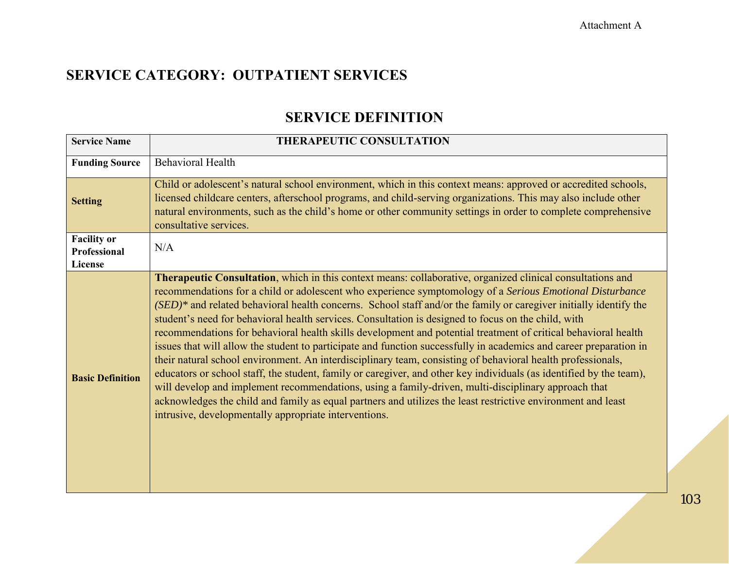Attachment A

# SERVICE CATEGORY: OUTPATIENT SERVICES

## SERVICE DEFINITION

| **Service Name** | **THERAPEUTIC CONSULTATION** |
|---|---|
| **Funding Source** | Behavioral Health |
| **Setting** | Child or adolescent's natural school environment, which in this context means: approved or accredited schools, licensed childcare centers, afterschool programs, and child-serving organizations. This may also include other natural environments, such as the child's home or other community settings in order to complete comprehensive consultative services. |
| **Facility or Professional License** | N/A |
| **Basic Definition** | **Therapeutic Consultation**, which in this context means: collaborative, organized clinical consultations and recommendations for a child or adolescent who experience symptomology of a *Serious Emotional Disturbance (SED)** and related behavioral health concerns. School staff and/or the family or caregiver initially identify the student's need for behavioral health services. Consultation is designed to focus on the child, with recommendations for behavioral health skills development and potential treatment of critical behavioral health issues that will allow the student to participate and function successfully in academics and career preparation in their natural school environment. An interdisciplinary team, consisting of behavioral health professionals, educators or school staff, the student, family or caregiver, and other key individuals (as identified by the team), will develop and implement recommendations, using a family-driven, multi-disciplinary approach that acknowledges the child and family as equal partners and utilizes the least restrictive environment and least intrusive, developmentally appropriate interventions. |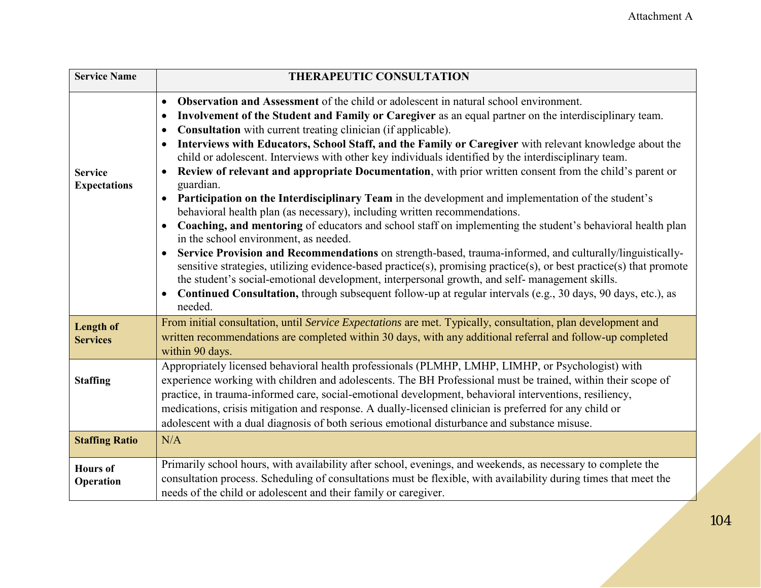| Service Name | THERAPEUTIC CONSULTATION |
|---|---|
| Service Expectations | • **Observation and Assessment** of the child or adolescent in natural school environment.<br>• **Involvement of the Student and Family or Caregiver** as an equal partner on the interdisciplinary team.<br>• **Consultation** with current treating clinician (if applicable).<br>• **Interviews with Educators, School Staff, and the Family or Caregiver** with relevant knowledge about the child or adolescent. Interviews with other key individuals identified by the interdisciplinary team.<br>• **Review of relevant and appropriate Documentation**, with prior written consent from the child's parent or guardian.<br>• **Participation on the Interdisciplinary Team** in the development and implementation of the student's behavioral health plan (as necessary), including written recommendations.<br>• **Coaching, and mentoring** of educators and school staff on implementing the student's behavioral health plan in the school environment, as needed.<br>• **Service Provision and Recommendations** on strength-based, trauma-informed, and culturally/linguistically-sensitive strategies, utilizing evidence-based practice(s), promising practice(s), or best practice(s) that promote the student's social-emotional development, interpersonal growth, and self- management skills.<br>• **Continued Consultation,** through subsequent follow-up at regular intervals (e.g., 30 days, 90 days, etc.), as needed. |
| Length of Services | From initial consultation, until *Service Expectations* are met. Typically, consultation, plan development and written recommendations are completed within 30 days, with any additional referral and follow-up completed within 90 days. |
| Staffing | Appropriately licensed behavioral health professionals (PLMHP, LMHP, LIMHP, or Psychologist) with experience working with children and adolescents. The BH Professional must be trained, within their scope of practice, in trauma-informed care, social-emotional development, behavioral interventions, resiliency, medications, crisis mitigation and response. A dually-licensed clinician is preferred for any child or adolescent with a dual diagnosis of both serious emotional disturbance and substance misuse. |
| Staffing Ratio | N/A |
| Hours of Operation | Primarily school hours, with availability after school, evenings, and weekends, as necessary to complete the consultation process. Scheduling of consultations must be flexible, with availability during times that meet the needs of the child or adolescent and their family or caregiver. |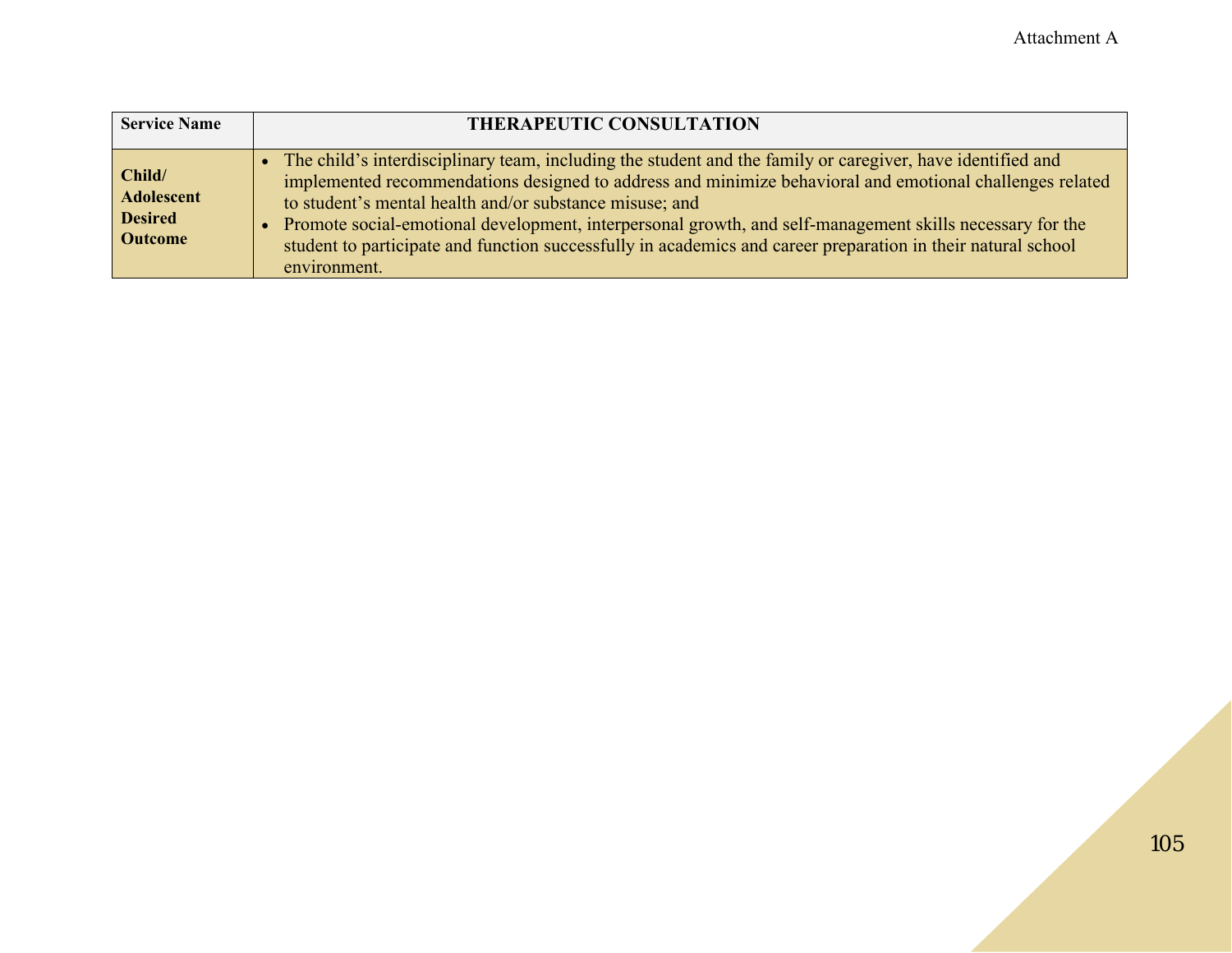| Service Name | THERAPEUTIC CONSULTATION |
| --- | --- |
| **Child/ Adolescent Desired Outcome** | • The child's interdisciplinary team, including the student and the family or caregiver, have identified and implemented recommendations designed to address and minimize behavioral and emotional challenges related to student's mental health and/or substance misuse; and<br>• Promote social-emotional development, interpersonal growth, and self-management skills necessary for the student to participate and function successfully in academics and career preparation in their natural school environment. |